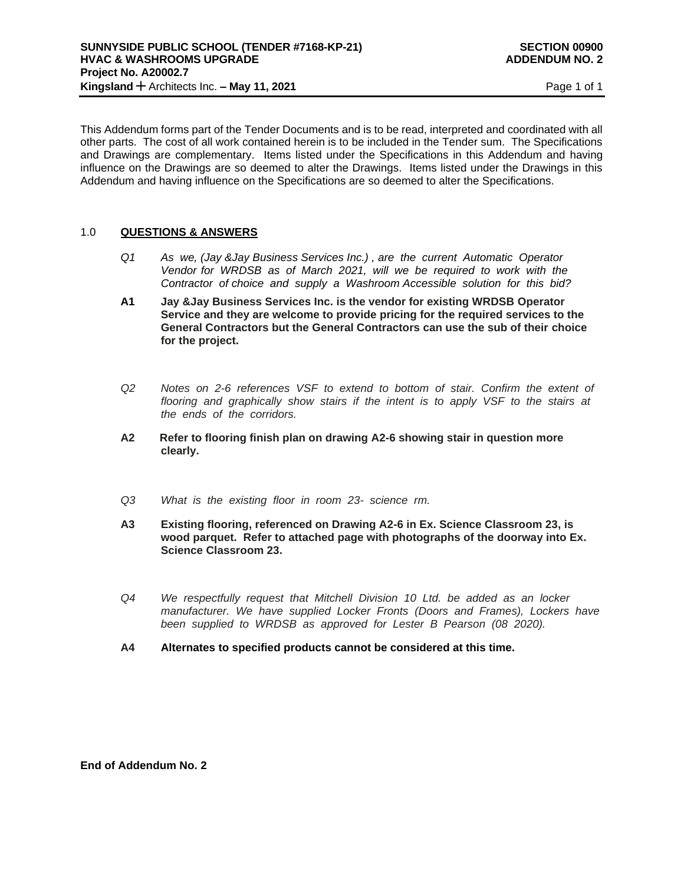**SUNNYSIDE PUBLIC SCHOOL (TENDER #7168-KP-21)**
**HVAC & WASHROOMS UPGRADE**
**Project No. A20002.7**
**Kingsland + Architects Inc. – May 11, 2021**

**SECTION 00900**
**ADDENDUM NO. 2**

This Addendum forms part of the Tender Documents and is to be read, interpreted and coordinated with all other parts. The cost of all work contained herein is to be included in the Tender sum. The Specifications and Drawings are complementary. Items listed under the Specifications in this Addendum and having influence on the Drawings are so deemed to alter the Drawings. Items listed under the Drawings in this Addendum and having influence on the Specifications are so deemed to alter the Specifications.

## 1.0 QUESTIONS & ANSWERS

*Q1 As we, (Jay &Jay Business Services Inc.) , are the current Automatic Operator Vendor for WRDSB as of March 2021, will we be required to work with the Contractor of choice and supply a Washroom Accessible solution for this bid?*

**A1 Jay &Jay Business Services Inc. is the vendor for existing WRDSB Operator Service and they are welcome to provide pricing for the required services to the General Contractors but the General Contractors can use the sub of their choice for the project.**

*Q2 Notes on 2-6 references VSF to extend to bottom of stair. Confirm the extent of flooring and graphically show stairs if the intent is to apply VSF to the stairs at the ends of the corridors.*

**A2 Refer to flooring finish plan on drawing A2-6 showing stair in question more clearly.**

*Q3 What is the existing floor in room 23- science rm.*

**A3 Existing flooring, referenced on Drawing A2-6 in Ex. Science Classroom 23, is wood parquet. Refer to attached page with photographs of the doorway into Ex. Science Classroom 23.**

*Q4 We respectfully request that Mitchell Division 10 Ltd. be added as an locker manufacturer. We have supplied Locker Fronts (Doors and Frames), Lockers have been supplied to WRDSB as approved for Lester B Pearson (08 2020).*

**A4 Alternates to specified products cannot be considered at this time.**

**End of Addendum No. 2**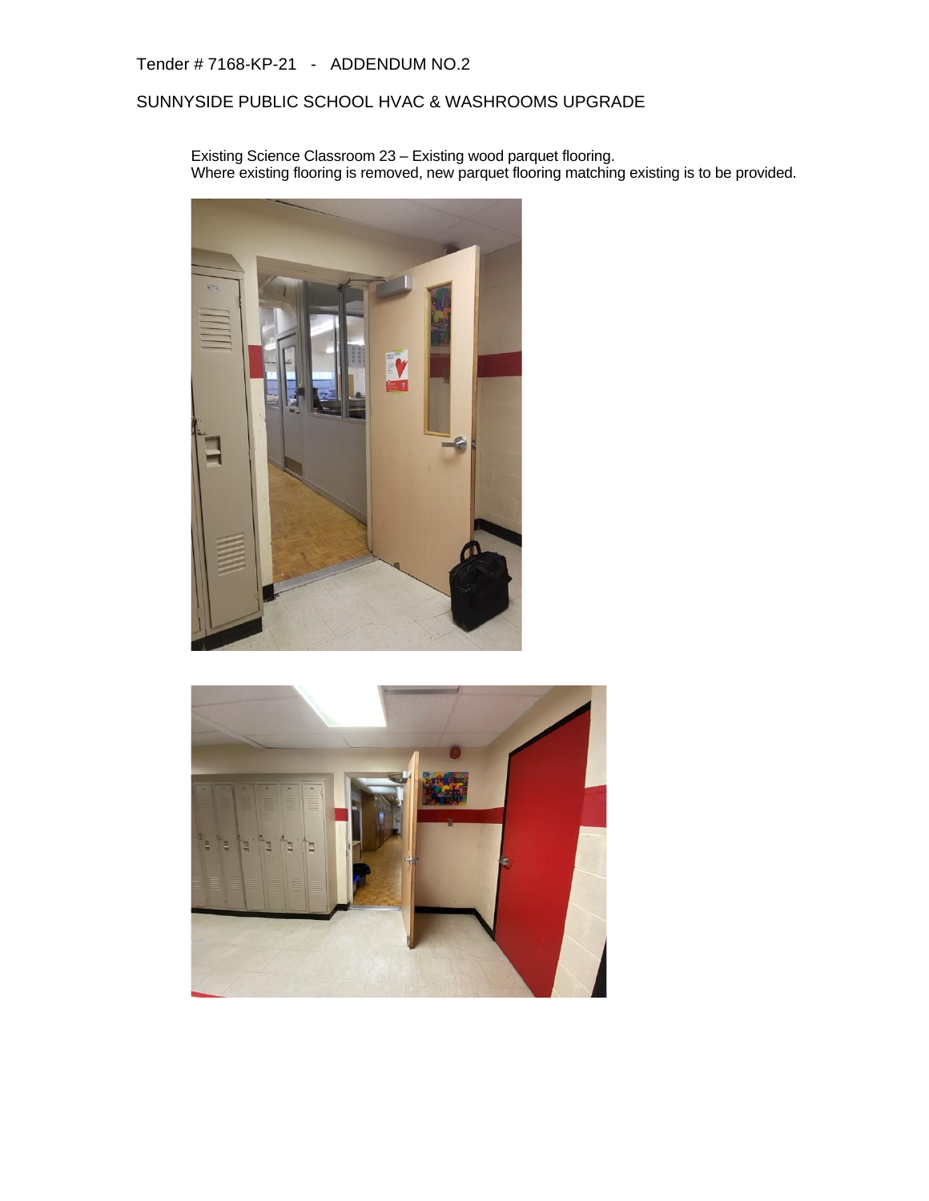Existing Science Classroom 23 – Existing wood parquet flooring.
Where existing flooring is removed, new parquet flooring matching existing is to be provided.